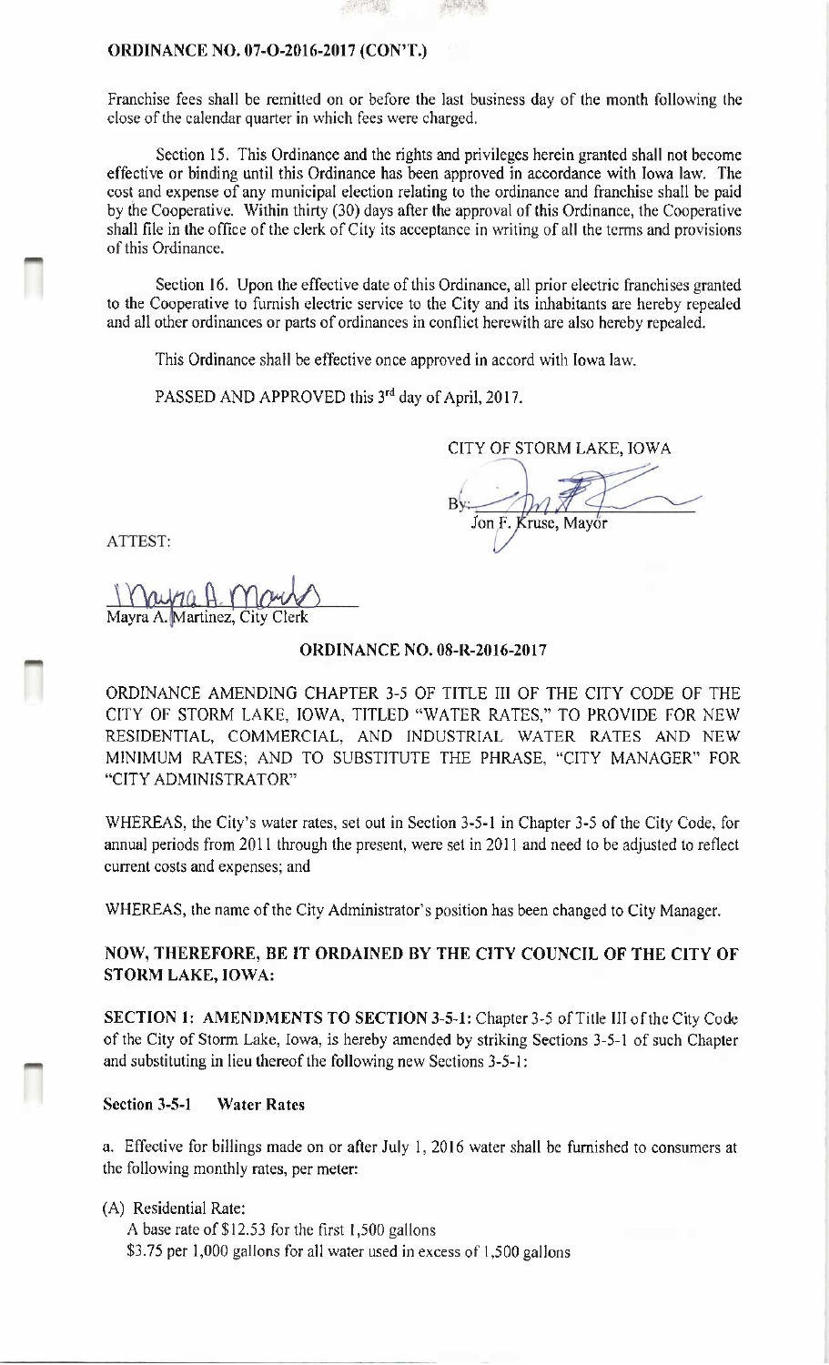**ORDINANCE NO. 07-O-2016-2017 (CON'T.)**

Franchise fees shall be remitted on or before the last business day of the month following the close of the calendar quarter in which fees were charged.

Section 15. This Ordinance and the rights and privileges herein granted shall not become effective or binding until this Ordinance has been approved in accordance with Iowa law. The cost and expense of any municipal election relating to the ordinance and franchise shall be paid by the Cooperative. Within thirty (30) days after the approval of this Ordinance, the Cooperative shall file in the office of the clerk of City its acceptance in writing of all the terms and provisions of this Ordinance.

Section 16. Upon the effective date of this Ordinance, all prior electric franchises granted to the Cooperative to furnish electric service to the City and its inhabitants are hereby repealed and all other ordinances or parts of ordinances in conflict herewith are also hereby repealed.

This Ordinance shall be effective once approved in accord with Iowa law.

PASSED AND APPROVED this 3rd day of April, 2017.

CITY OF STORM LAKE, IOWA

By: ______________________
Jon F. Kruse, Mayor

ATTEST:

______________________
Mayra A. Martinez, City Clerk

**ORDINANCE NO. 08-R-2016-2017**

ORDINANCE AMENDING CHAPTER 3-5 OF TITLE III OF THE CITY CODE OF THE CITY OF STORM LAKE, IOWA, TITLED "WATER RATES," TO PROVIDE FOR NEW RESIDENTIAL, COMMERCIAL, AND INDUSTRIAL WATER RATES AND NEW MINIMUM RATES; AND TO SUBSTITUTE THE PHRASE, "CITY MANAGER" FOR "CITY ADMINISTRATOR"

WHEREAS, the City's water rates, set out in Section 3-5-1 in Chapter 3-5 of the City Code, for annual periods from 2011 through the present, were set in 2011 and need to be adjusted to reflect current costs and expenses; and

WHEREAS, the name of the City Administrator's position has been changed to City Manager.

**NOW, THEREFORE, BE IT ORDAINED BY THE CITY COUNCIL OF THE CITY OF STORM LAKE, IOWA:**

**SECTION 1: AMENDMENTS TO SECTION 3-5-1:** Chapter 3-5 of Title III of the City Code of the City of Storm Lake, Iowa, is hereby amended by striking Sections 3-5-1 of such Chapter and substituting in lieu thereof the following new Sections 3-5-1:

**Section 3-5-1 Water Rates**

a. Effective for billings made on or after July 1, 2016 water shall be furnished to consumers at the following monthly rates, per meter:

(A) Residential Rate:
A base rate of $12.53 for the first 1,500 gallons
$3.75 per 1,000 gallons for all water used in excess of 1,500 gallons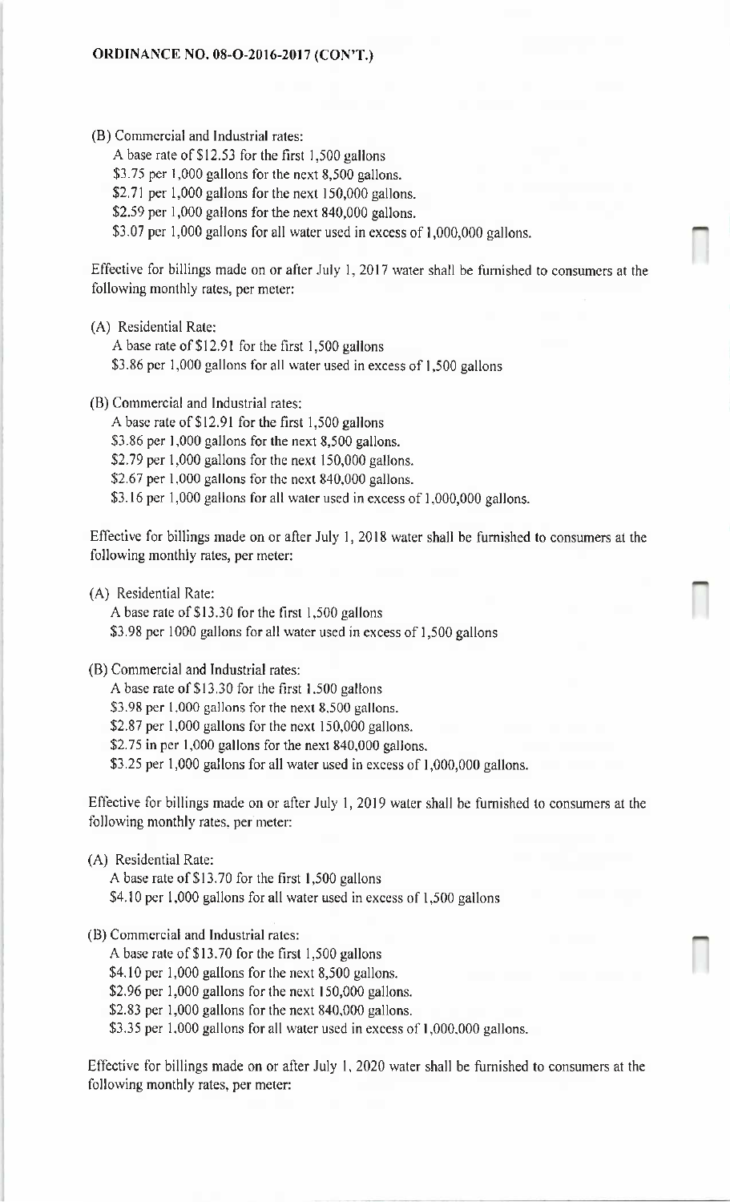**ORDINANCE NO. 08-O-2016-2017 (CON'T.)**

(B) Commercial and Industrial rates:

A base rate of $12.53 for the first 1,500 gallons
$3.75 per 1,000 gallons for the next 8,500 gallons.
$2.71 per 1,000 gallons for the next 150,000 gallons.
$2.59 per 1,000 gallons for the next 840,000 gallons.
$3.07 per 1,000 gallons for all water used in excess of 1,000,000 gallons.

Effective for billings made on or after July 1, 2017 water shall be furnished to consumers at the following monthly rates, per meter:

(A) Residential Rate:

A base rate of $12.91 for the first 1,500 gallons
$3.86 per 1,000 gallons for all water used in excess of 1,500 gallons

(B) Commercial and Industrial rates:

A base rate of $12.91 for the first 1,500 gallons
$3.86 per 1,000 gallons for the next 8,500 gallons.
$2.79 per 1,000 gallons for the next 150,000 gallons.
$2.67 per 1,000 gallons for the next 840,000 gallons.
$3.16 per 1,000 gallons for all water used in excess of 1,000,000 gallons.

Effective for billings made on or after July 1, 2018 water shall be furnished to consumers at the following monthly rates, per meter:

(A) Residential Rate:

A base rate of $13.30 for the first 1,500 gallons
$3.98 per 1000 gallons for all water used in excess of 1,500 gallons

(B) Commercial and Industrial rates:

A base rate of $13.30 for the first 1,500 gallons
$3.98 per 1,000 gallons for the next 8,500 gallons.
$2.87 per 1,000 gallons for the next 150,000 gallons.
$2.75 in per 1,000 gallons for the next 840,000 gallons.
$3.25 per 1,000 gallons for all water used in excess of 1,000,000 gallons.

Effective for billings made on or after July 1, 2019 water shall be furnished to consumers at the following monthly rates, per meter:

(A) Residential Rate:

A base rate of $13.70 for the first 1,500 gallons
$4.10 per 1,000 gallons for all water used in excess of 1,500 gallons

(B) Commercial and Industrial rates:

A base rate of $13.70 for the first 1,500 gallons
$4.10 per 1,000 gallons for the next 8,500 gallons.
$2.96 per 1,000 gallons for the next 150,000 gallons.
$2.83 per 1,000 gallons for the next 840,000 gallons.
$3.35 per 1,000 gallons for all water used in excess of 1,000,000 gallons.

Effective for billings made on or after July 1, 2020 water shall be furnished to consumers at the following monthly rates, per meter: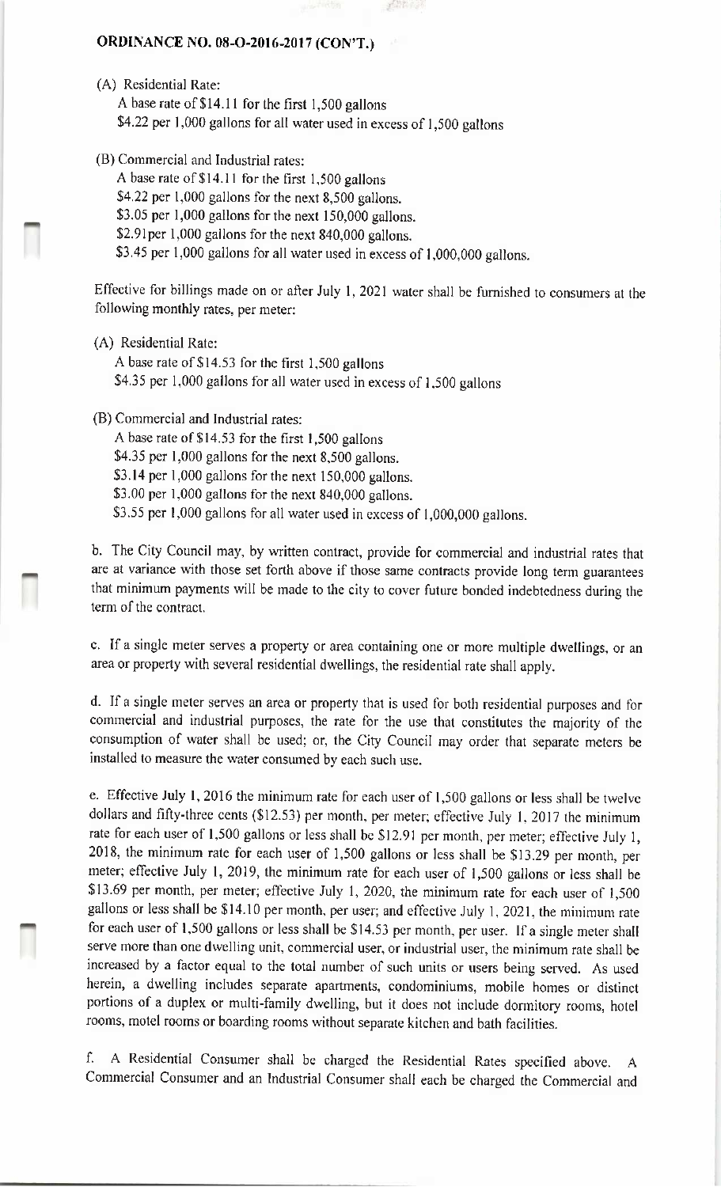**ORDINANCE NO. 08-O-2016-2017 (CON'T.)**

(A) Residential Rate:

A base rate of $14.11 for the first 1,500 gallons
$4.22 per 1,000 gallons for all water used in excess of 1,500 gallons

(B) Commercial and Industrial rates:

A base rate of $14.11 for the first 1,500 gallons
$4.22 per 1,000 gallons for the next 8,500 gallons.
$3.05 per 1,000 gallons for the next 150,000 gallons.
$2.91per 1,000 gallons for the next 840,000 gallons.
$3.45 per 1,000 gallons for all water used in excess of 1,000,000 gallons.

Effective for billings made on or after July 1, 2021 water shall be furnished to consumers at the following monthly rates, per meter:

(A) Residential Rate:

A base rate of $14.53 for the first 1,500 gallons
$4.35 per 1,000 gallons for all water used in excess of 1,500 gallons

(B) Commercial and Industrial rates:

A base rate of $14.53 for the first 1,500 gallons
$4.35 per 1,000 gallons for the next 8,500 gallons.
$3.14 per 1,000 gallons for the next 150,000 gallons.
$3.00 per 1,000 gallons for the next 840,000 gallons.
$3.55 per 1,000 gallons for all water used in excess of 1,000,000 gallons.

b. The City Council may, by written contract, provide for commercial and industrial rates that are at variance with those set forth above if those same contracts provide long term guarantees that minimum payments will be made to the city to cover future bonded indebtedness during the term of the contract.

c. If a single meter serves a property or area containing one or more multiple dwellings, or an area or property with several residential dwellings, the residential rate shall apply.

d. If a single meter serves an area or property that is used for both residential purposes and for commercial and industrial purposes, the rate for the use that constitutes the majority of the consumption of water shall be used; or, the City Council may order that separate meters be installed to measure the water consumed by each such use.

e. Effective July 1, 2016 the minimum rate for each user of 1,500 gallons or less shall be twelve dollars and fifty-three cents ($12.53) per month, per meter; effective July 1, 2017 the minimum rate for each user of 1,500 gallons or less shall be $12.91 per month, per meter; effective July 1, 2018, the minimum rate for each user of 1,500 gallons or less shall be $13.29 per month, per meter; effective July 1, 2019, the minimum rate for each user of 1,500 gallons or less shall be $13.69 per month, per meter; effective July 1, 2020, the minimum rate for each user of 1,500 gallons or less shall be $14.10 per month, per user; and effective July 1, 2021, the minimum rate for each user of 1,500 gallons or less shall be $14.53 per month, per user. If a single meter shall serve more than one dwelling unit, commercial user, or industrial user, the minimum rate shall be increased by a factor equal to the total number of such units or users being served. As used herein, a dwelling includes separate apartments, condominiums, mobile homes or distinct portions of a duplex or multi-family dwelling, but it does not include dormitory rooms, hotel rooms, motel rooms or boarding rooms without separate kitchen and bath facilities.

f. A Residential Consumer shall be charged the Residential Rates specified above. A Commercial Consumer and an Industrial Consumer shall each be charged the Commercial and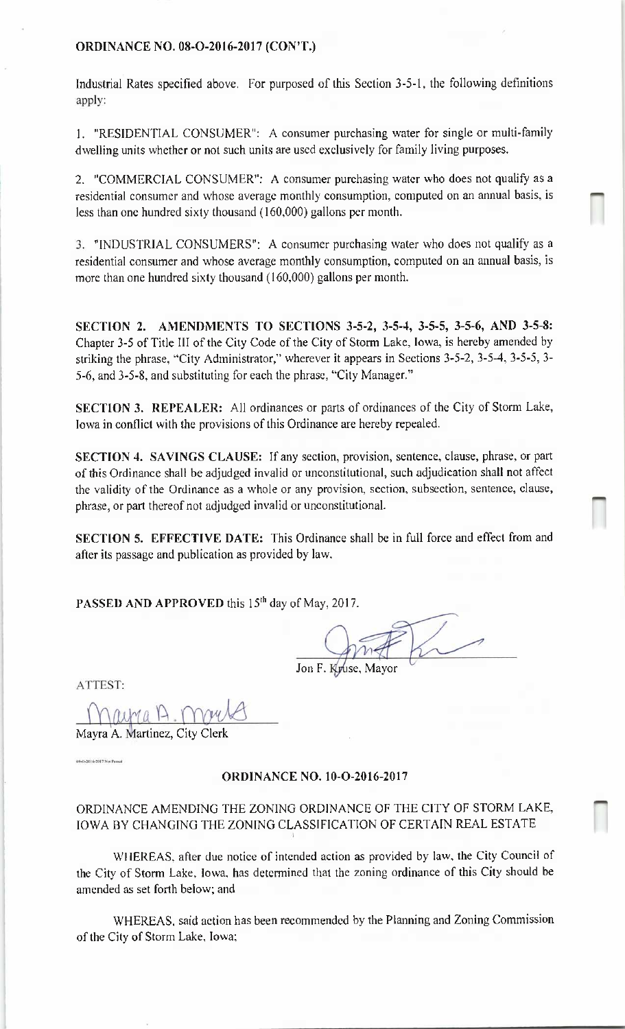**ORDINANCE NO. 08-O-2016-2017 (CON'T.)**

Industrial Rates specified above. For purposed of this Section 3-5-1, the following definitions apply:

1. "RESIDENTIAL CONSUMER": A consumer purchasing water for single or multi-family dwelling units whether or not such units are used exclusively for family living purposes.

2. "COMMERCIAL CONSUMER": A consumer purchasing water who does not qualify as a residential consumer and whose average monthly consumption, computed on an annual basis, is less than one hundred sixty thousand (160,000) gallons per month.

3. "INDUSTRIAL CONSUMERS": A consumer purchasing water who does not qualify as a residential consumer and whose average monthly consumption, computed on an annual basis, is more than one hundred sixty thousand (160,000) gallons per month.

**SECTION 2. AMENDMENTS TO SECTIONS 3-5-2, 3-5-4, 3-5-5, 3-5-6, AND 3-5-8:** Chapter 3-5 of Title III of the City Code of the City of Storm Lake, Iowa, is hereby amended by striking the phrase, "City Administrator," wherever it appears in Sections 3-5-2, 3-5-4, 3-5-5, 3-5-6, and 3-5-8, and substituting for each the phrase, "City Manager."

**SECTION 3. REPEALER:** All ordinances or parts of ordinances of the City of Storm Lake, Iowa in conflict with the provisions of this Ordinance are hereby repealed.

**SECTION 4. SAVINGS CLAUSE:** If any section, provision, sentence, clause, phrase, or part of this Ordinance shall be adjudged invalid or unconstitutional, such adjudication shall not affect the validity of the Ordinance as a whole or any provision, section, subsection, sentence, clause, phrase, or part thereof not adjudged invalid or unconstitutional.

**SECTION 5. EFFECTIVE DATE:** This Ordinance shall be in full force and effect from and after its passage and publication as provided by law.

**PASSED AND APPROVED** this 15th day of May, 2017.

Jon F. Kruse, Mayor

ATTEST:

Mayra A. Martinez, City Clerk

**ORDINANCE NO. 10-O-2016-2017**

ORDINANCE AMENDING THE ZONING ORDINANCE OF THE CITY OF STORM LAKE, IOWA BY CHANGING THE ZONING CLASSIFICATION OF CERTAIN REAL ESTATE

WHEREAS, after due notice of intended action as provided by law, the City Council of the City of Storm Lake, Iowa, has determined that the zoning ordinance of this City should be amended as set forth below; and

WHEREAS, said action has been recommended by the Planning and Zoning Commission of the City of Storm Lake, Iowa;